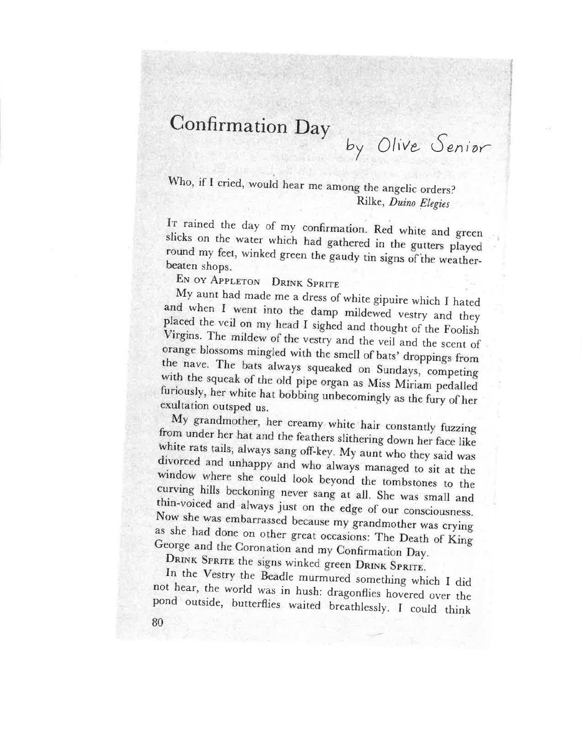# Confirmation Day

by Olive Senior

> Who, if I cried, would hear me among the angelic orders?
>
> Rilke, *Duino Elegies*

IT rained the day of my confirmation. Red white and green slicks on the water which had gathered in the gutters played round my feet, winked green the gaudy tin signs of the weather-beaten shops.

EN OY APPLETON DRINK SPRITE

My aunt had made me a dress of white gipuire which I hated and when I went into the damp mildewed vestry and they placed the veil on my head I sighed and thought of the Foolish Virgins. The mildew of the vestry and the veil and the scent of orange blossoms mingled with the smell of bats' droppings from the nave. The bats always squeaked on Sundays, competing with the squeak of the old pipe organ as Miss Miriam pedalled furiously, her white hat bobbing unbecomingly as the fury of her exultation outsped us.

My grandmother, her creamy white hair constantly fuzzing from under her hat and the feathers slithering down her face like white rats tails, always sang off-key. My aunt who they said was divorced and unhappy and who always managed to sit at the window where she could look beyond the tombstones to the curving hills beckoning never sang at all. She was small and thin-voiced and always just on the edge of our consciousness. Now she was embarrassed because my grandmother was crying as she had done on other great occasions: The Death of King George and the Coronation and my Confirmation Day.

DRINK SPRITE the signs winked green DRINK SPRITE.

In the Vestry the Beadle murmured something which I did not hear, the world was in hush: dragonflies hovered over the pond outside, butterflies waited breathlessly. I could think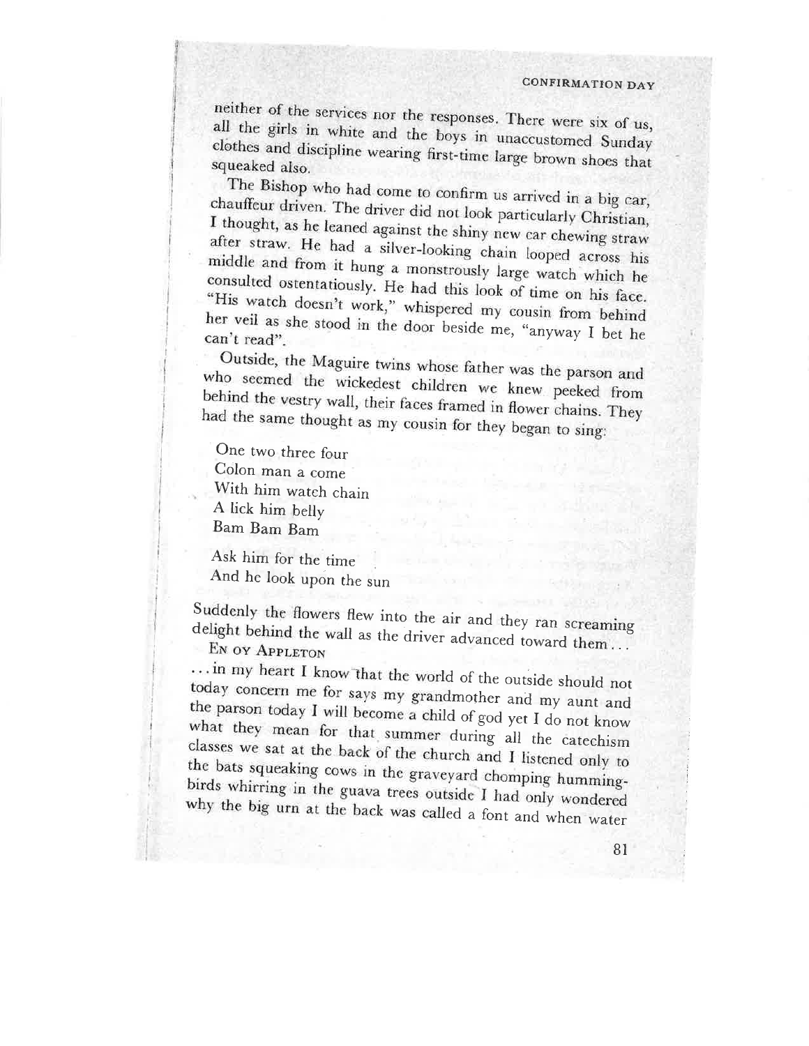neither of the services nor the responses. There were six of us, all the girls in white and the boys in unaccustomed Sunday clothes and discipline wearing first-time large brown shoes that squeaked also.

The Bishop who had come to confirm us arrived in a big car, chauffeur driven. The driver did not look particularly Christian, I thought, as he leaned against the shiny new car chewing straw after straw. He had a silver-looking chain looped across his middle and from it hung a monstrously large watch which he consulted ostentatiously. He had this look of time on his face. "His watch doesn't work," whispered my cousin from behind her veil as she stood in the door beside me, "anyway I bet he can't read".

Outside, the Maguire twins whose father was the parson and who seemed the wickedest children we knew peeked from behind the vestry wall, their faces framed in flower chains. They had the same thought as my cousin for they began to sing:

One two three four
Colon man a come
With him watch chain
A lick him belly
Bam Bam Bam

Ask him for the time
And he look upon the sun

Suddenly the flowers flew into the air and they ran screaming delight behind the wall as the driver advanced toward them...

EN OY APPLETON

...in my heart I know that the world of the outside should not today concern me for says my grandmother and my aunt and the parson today I will become a child of god yet I do not know what they mean for that summer during all the catechism classes we sat at the back of the church and I listened only to the bats squeaking cows in the graveyard chomping hummingbirds whirring in the guava trees outside I had only wondered why the big urn at the back was called a font and when water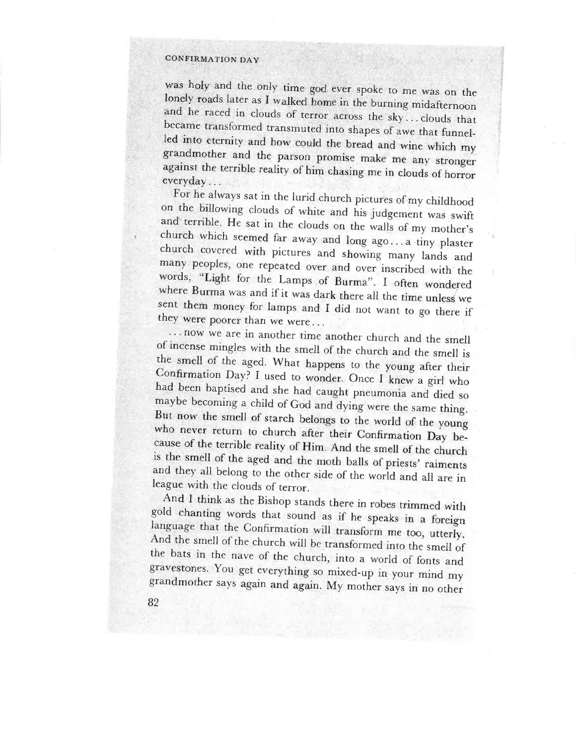was holy and the only time god ever spoke to me was on the lonely roads later as I walked home in the burning midafternoon and he raced in clouds of terror across the sky . . . clouds that became transformed transmuted into shapes of awe that funnelled into eternity and how could the bread and wine which my grandmother and the parson promise make me any stronger against the terrible reality of him chasing me in clouds of horror everyday . . .

For he always sat in the lurid church pictures of my childhood on the billowing clouds of white and his judgement was swift and terrible. He sat in the clouds on the walls of my mother's church which seemed far away and long ago . . . a tiny plaster church covered with pictures and showing many lands and many peoples, one repeated over and over inscribed with the words, "Light for the Lamps of Burma". I often wondered where Burma was and if it was dark there all the time unless we sent them money for lamps and I did not want to go there if they were poorer than we were . . .

. . . now we are in another time another church and the smell of incense mingles with the smell of the church and the smell is the smell of the aged. What happens to the young after their Confirmation Day? I used to wonder. Once I knew a girl who had been baptised and she had caught pneumonia and died so maybe becoming a child of God and dying were the same thing. But now the smell of starch belongs to the world of the young who never return to church after their Confirmation Day because of the terrible reality of Him. And the smell of the church is the smell of the aged and the moth balls of priests' raiments and they all belong to the other side of the world and all are in league with the clouds of terror.

And I think as the Bishop stands there in robes trimmed with gold chanting words that sound as if he speaks in a foreign language that the Confirmation will transform me too, utterly. And the smell of the church will be transformed into the smell of the bats in the nave of the church, into a world of fonts and gravestones. You get everything so mixed-up in your mind my grandmother says again and again. My mother says in no other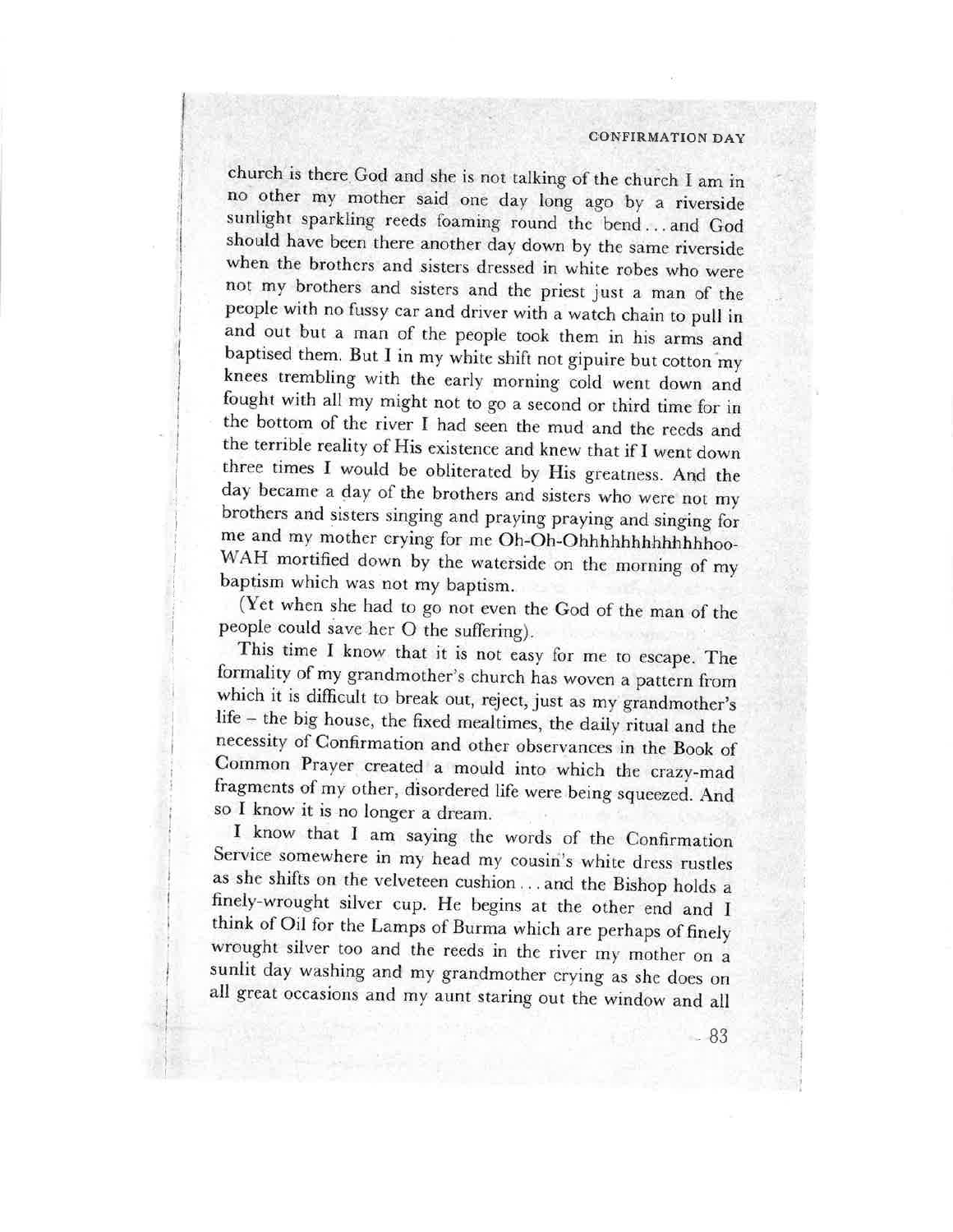church is there God and she is not talking of the church I am in no other my mother said one day long ago by a riverside sunlight sparkling reeds foaming round the bend . . . and God should have been there another day down by the same riverside when the brothers and sisters dressed in white robes who were not my brothers and sisters and the priest just a man of the people with no fussy car and driver with a watch chain to pull in and out but a man of the people took them in his arms and baptised them. But I in my white shift not gipuire but cotton my knees trembling with the early morning cold went down and fought with all my might not to go a second or third time for in the bottom of the river I had seen the mud and the reeds and the terrible reality of His existence and knew that if I went down three times I would be obliterated by His greatness. And the day became a day of the brothers and sisters who were not my brothers and sisters singing and praying praying and singing for me and my mother crying for me Oh-Oh-Ohhhhhhhhhhhhhoo-WAH mortified down by the waterside on the morning of my baptism which was not my baptism.

(Yet when she had to go not even the God of the man of the people could save her O the suffering).

This time I know that it is not easy for me to escape. The formality of my grandmother's church has woven a pattern from which it is difficult to break out, reject, just as my grandmother's life – the big house, the fixed mealtimes, the daily ritual and the necessity of Confirmation and other observances in the Book of Common Prayer created a mould into which the crazy-mad fragments of my other, disordered life were being squeezed. And so I know it is no longer a dream.

I know that I am saying the words of the Confirmation Service somewhere in my head my cousin's white dress rustles as she shifts on the velveteen cushion . . . and the Bishop holds a finely-wrought silver cup. He begins at the other end and I think of Oil for the Lamps of Burma which are perhaps of finely wrought silver too and the reeds in the river my mother on a sunlit day washing and my grandmother crying as she does on all great occasions and my aunt staring out the window and all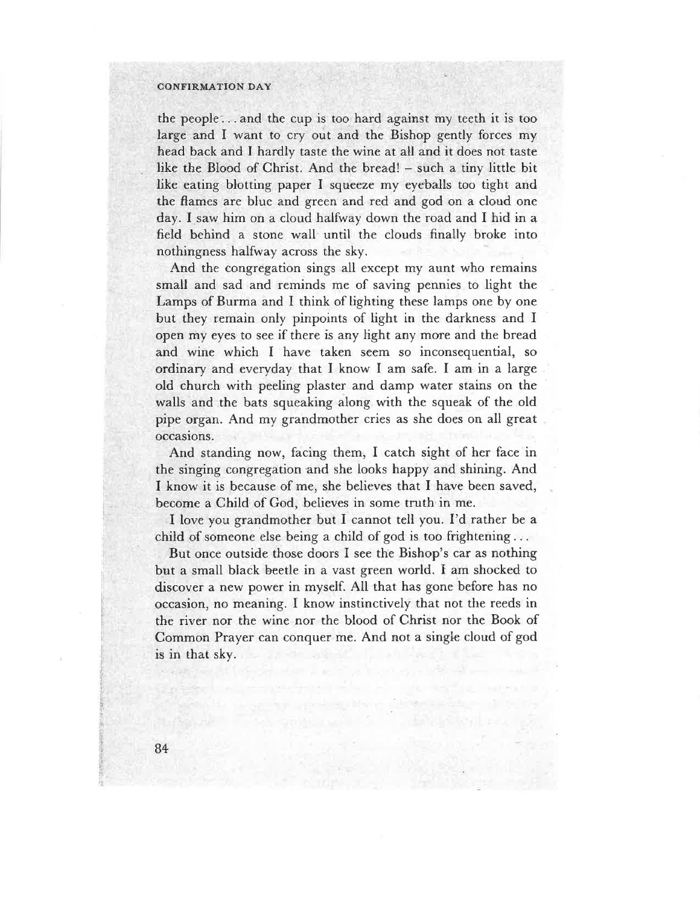the people... and the cup is too hard against my teeth it is too large and I want to cry out and the Bishop gently forces my head back and I hardly taste the wine at all and it does not taste like the Blood of Christ. And the bread! – such a tiny little bit like eating blotting paper I squeeze my eyeballs too tight and the flames are blue and green and red and god on a cloud one day. I saw him on a cloud halfway down the road and I hid in a field behind a stone wall until the clouds finally broke into nothingness halfway across the sky.

And the congregation sings all except my aunt who remains small and sad and reminds me of saving pennies to light the Lamps of Burma and I think of lighting these lamps one by one but they remain only pinpoints of light in the darkness and I open my eyes to see if there is any light any more and the bread and wine which I have taken seem so inconsequential, so ordinary and everyday that I know I am safe. I am in a large old church with peeling plaster and damp water stains on the walls and the bats squeaking along with the squeak of the old pipe organ. And my grandmother cries as she does on all great occasions.

And standing now, facing them, I catch sight of her face in the singing congregation and she looks happy and shining. And I know it is because of me, she believes that I have been saved, become a Child of God, believes in some truth in me.

I love you grandmother but I cannot tell you. I'd rather be a child of someone else being a child of god is too frightening...

But once outside those doors I see the Bishop's car as nothing but a small black beetle in a vast green world. I am shocked to discover a new power in myself. All that has gone before has no occasion, no meaning. I know instinctively that not the reeds in the river nor the wine nor the blood of Christ nor the Book of Common Prayer can conquer me. And not a single cloud of god is in that sky.